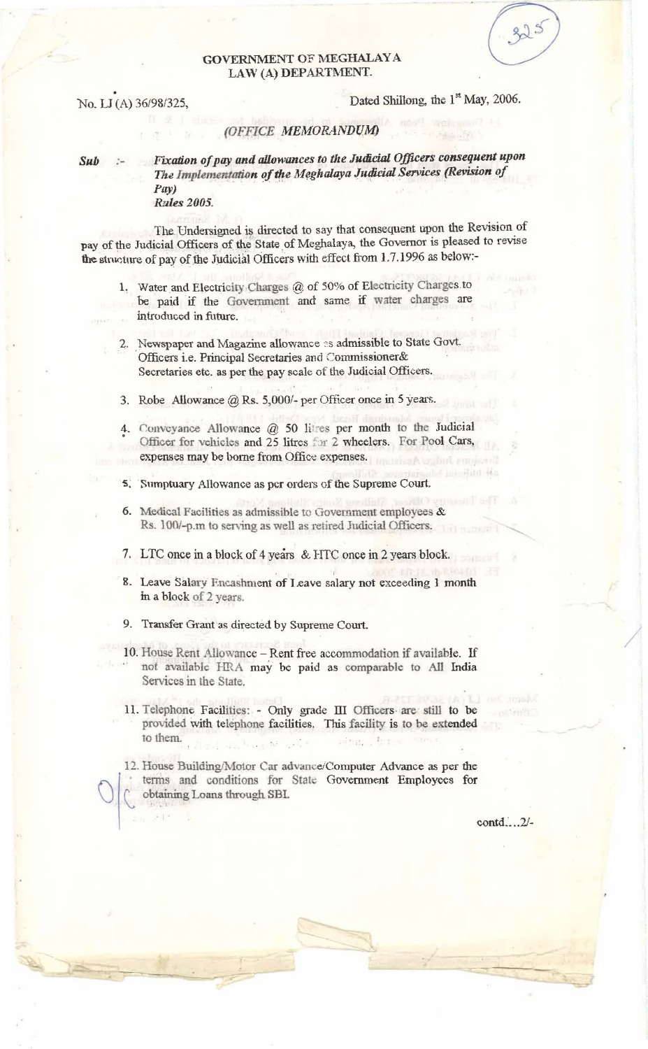**GOVERNMENT OF MEGHALAYA**
**LAW (A) DEPARTMENT.**

No. LJ (A) 36/98/325,  Dated Shillong, the 1st May, 2006.

*(OFFICE MEMORANDUM)*

**Sub :-** ***Fixation of pay and allowances to the Judicial Officers consequent upon The Implementation of the Meghalaya Judicial Services (Revision of Pay) Rules 2005.***

The Undersigned is directed to say that consequent upon the Revision of pay of the Judicial Officers of the State of Meghalaya, the Governor is pleased to revise the structure of pay of the Judicial Officers with effect from 1.7.1996 as below:-

1. Water and Electricity Charges @ of 50% of Electricity Charges to be paid if the Government and same if water charges are introduced in future.
2. Newspaper and Magazine allowance as admissible to State Govt. Officers i.e. Principal Secretaries and Commissioner& Secretaries etc. as per the pay scale of the Judicial Officers.
3. Robe Allowance @ Rs. 5,000/- per Officer once in 5 years.
4. Conveyance Allowance @ 50 litres per month to the Judicial Officer for vehicles and 25 litres for 2 wheelers. For Pool Cars, expenses may be borne from Office expenses.
5. Sumptuary Allowance as per orders of the Supreme Court.
6. Medical Facilities as admissible to Government employees & Rs. 100/-p.m to serving as well as retired Judicial Officers.
7. LTC once in a block of 4 years & HTC once in 2 years block.
8. Leave Salary Encashment of Leave salary not exceeding 1 month in a block of 2 years.
9. Transfer Grant as directed by Supreme Court.
10. House Rent Allowance – Rent free accommodation if available. If not available HRA may be paid as comparable to All India Services in the State.
11. Telephone Facilities: - Only grade III Officers are still to be provided with telephone facilities. This facility is to be extended to them.
12. House Building/Motor Car advance/Computer Advance as per the terms and conditions for State Government Employees for obtaining Loans through SBI.

contd....2/-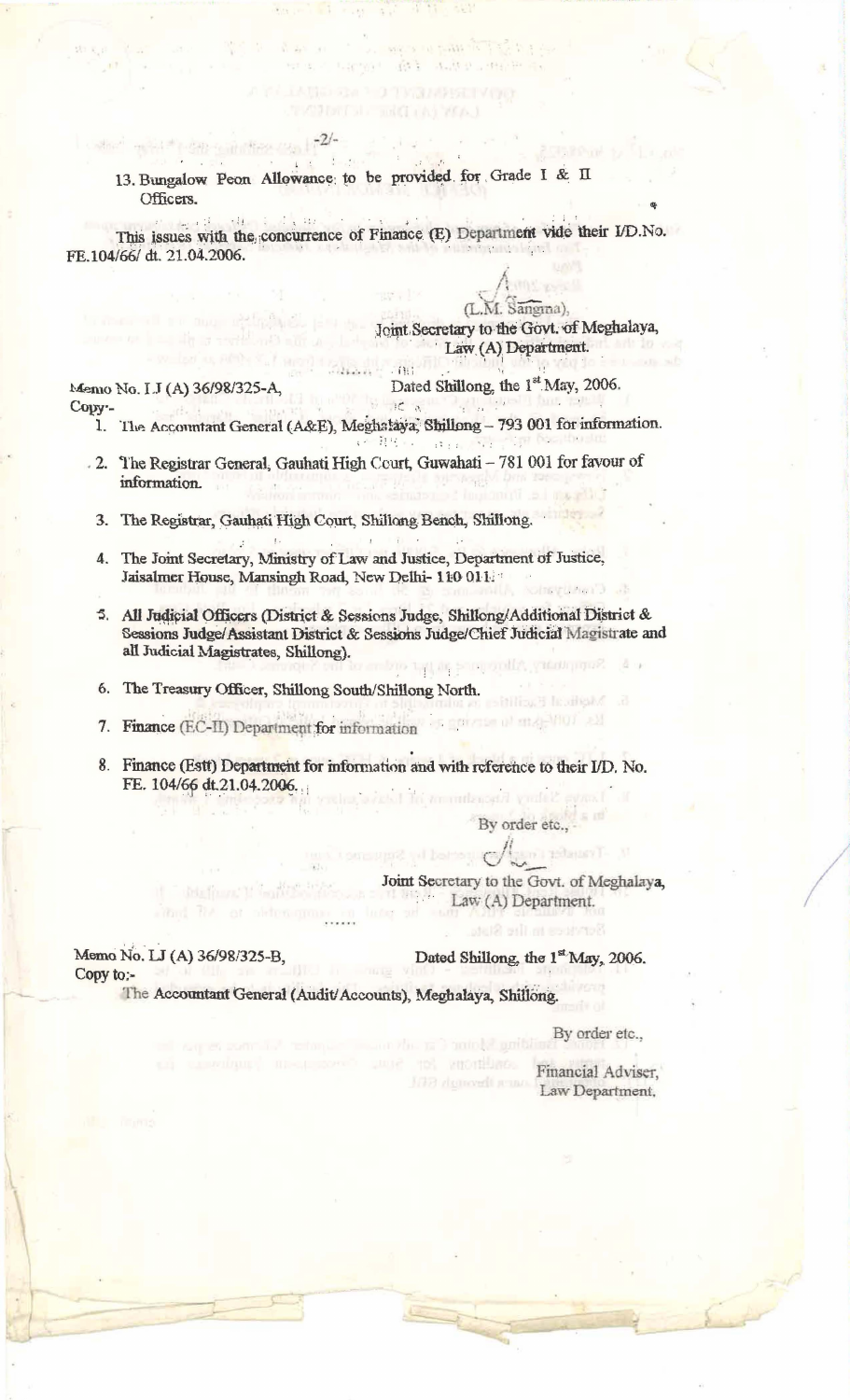13. Bungalow Peon Allowance to be provided for Grade I & II Officers.

This issues with the concurrence of Finance (E) Department vide their I/D.No. FE.104/66/ dt. 21.04.2006.

(L.M. Sangma),
Joint Secretary to the Govt. of Meghalaya,
Law (A) Department.

Memo No. LJ (A) 36/98/325-A, Dated Shillong, the 1st May, 2006.

Copy:-

1. The Accountant General (A&E), Meghalaya, Shillong – 793 001 for information.
2. The Registrar General, Gauhati High Court, Guwahati – 781 001 for favour of information.
3. The Registrar, Gauhati High Court, Shillong Bench, Shillong.
4. The Joint Secretary, Ministry of Law and Justice, Department of Justice, Jaisalmer House, Mansingh Road, New Delhi- 110 011.
5. All Judicial Officers (District & Sessions Judge, Shillong/Additional District & Sessions Judge/Assistant District & Sessions Judge/Chief Judicial Magistrate and all Judicial Magistrates, Shillong).
6. The Treasury Officer, Shillong South/Shillong North.
7. Finance (EC-II) Department for information
8. Finance (Estt) Department for information and with reference to their I/D. No. FE. 104/66 dt.21.04.2006.

By order etc.,

Joint Secretary to the Govt. of Meghalaya,
Law (A) Department.

Memo No. LJ (A) 36/98/325-B, Dated Shillong, the 1st May, 2006.

Copy to:-

The Accountant General (Audit/Accounts), Meghalaya, Shillong.

By order etc.,

Financial Adviser,
Law Department.